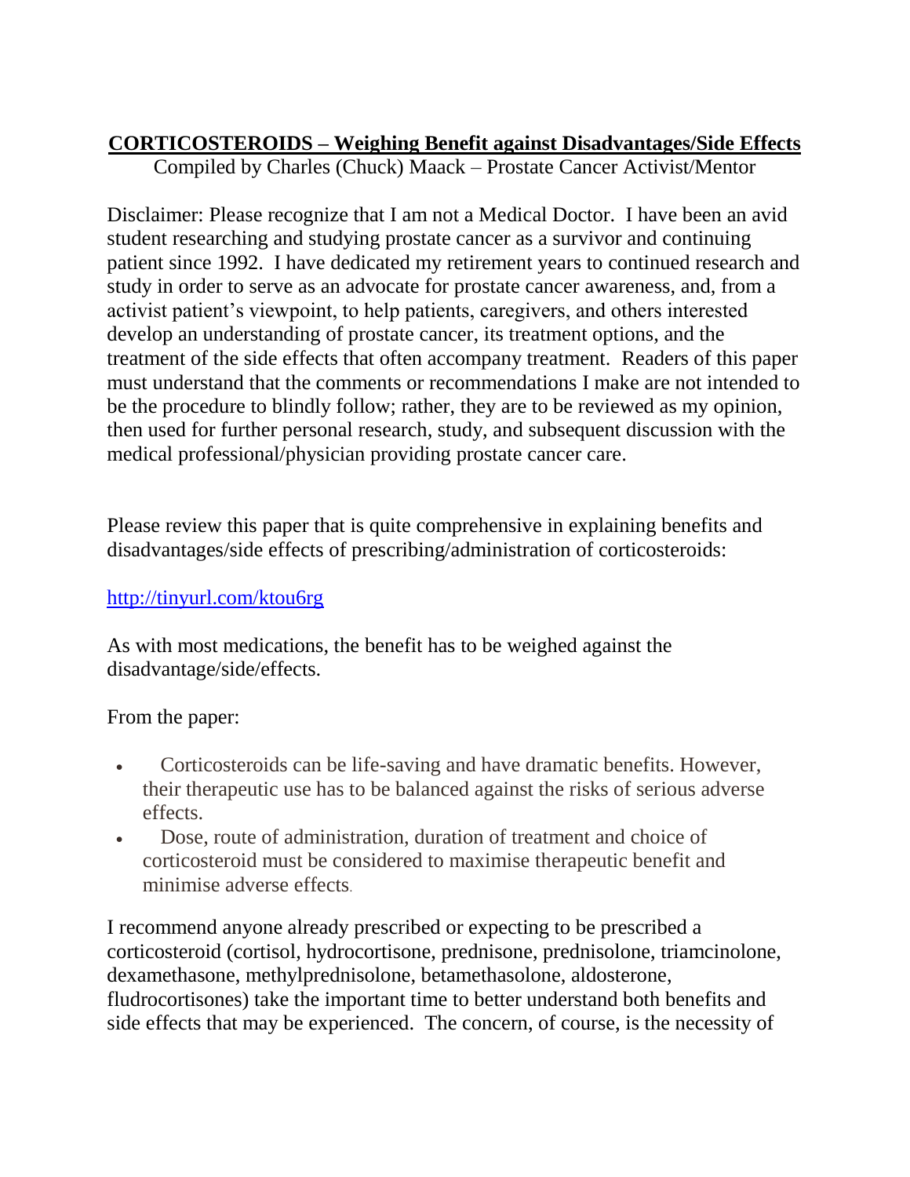# CORTICOSTEROIDS – Weighing Benefit against Disadvantages/Side Effects

Compiled by Charles (Chuck) Maack – Prostate Cancer Activist/Mentor

Disclaimer: Please recognize that I am not a Medical Doctor. I have been an avid student researching and studying prostate cancer as a survivor and continuing patient since 1992. I have dedicated my retirement years to continued research and study in order to serve as an advocate for prostate cancer awareness, and, from a activist patient's viewpoint, to help patients, caregivers, and others interested develop an understanding of prostate cancer, its treatment options, and the treatment of the side effects that often accompany treatment. Readers of this paper must understand that the comments or recommendations I make are not intended to be the procedure to blindly follow; rather, they are to be reviewed as my opinion, then used for further personal research, study, and subsequent discussion with the medical professional/physician providing prostate cancer care.

Please review this paper that is quite comprehensive in explaining benefits and disadvantages/side effects of prescribing/administration of corticosteroids:

[http://tinyurl.com/ktou6rg](http://tinyurl.com/ktou6rg)

As with most medications, the benefit has to be weighed against the disadvantage/side/effects.

From the paper:

- Corticosteroids can be life-saving and have dramatic benefits. However, their therapeutic use has to be balanced against the risks of serious adverse effects.
- Dose, route of administration, duration of treatment and choice of corticosteroid must be considered to maximise therapeutic benefit and minimise adverse effects.

I recommend anyone already prescribed or expecting to be prescribed a corticosteroid (cortisol, hydrocortisone, prednisone, prednisolone, triamcinolone, dexamethasone, methylprednisolone, betamethasolone, aldosterone, fludrocortisones) take the important time to better understand both benefits and side effects that may be experienced. The concern, of course, is the necessity of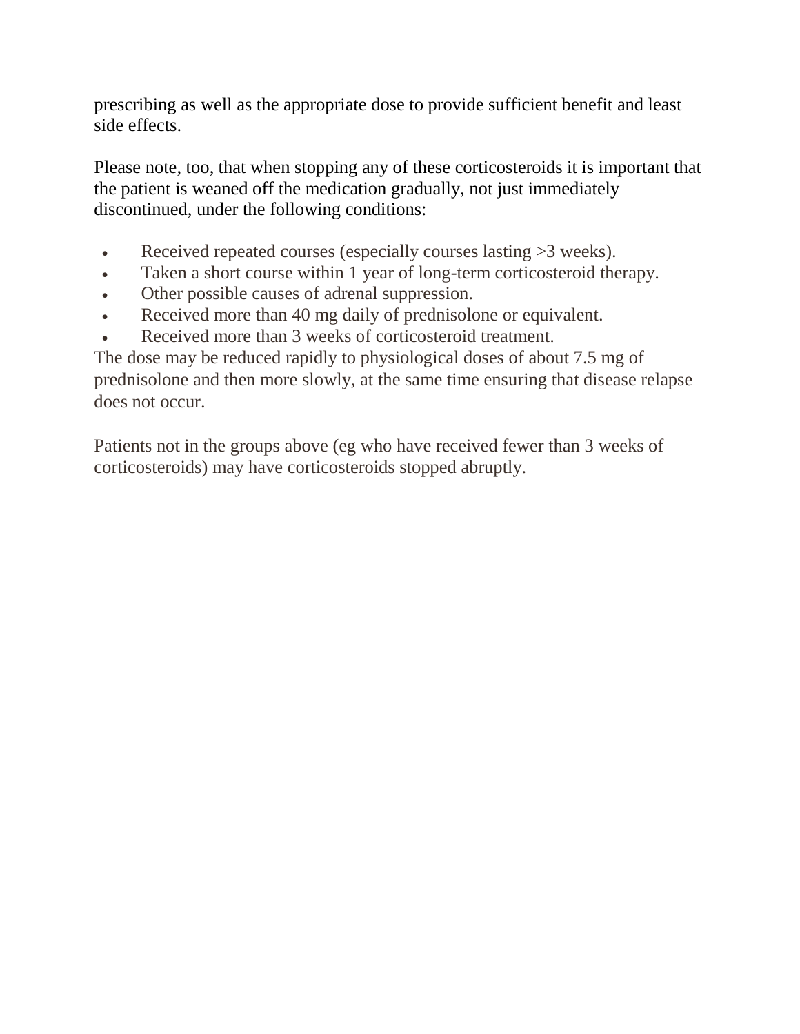prescribing as well as the appropriate dose to provide sufficient benefit and least side effects.

Please note, too, that when stopping any of these corticosteroids it is important that the patient is weaned off the medication gradually, not just immediately discontinued, under the following conditions:

- Received repeated courses (especially courses lasting >3 weeks).
- Taken a short course within 1 year of long-term corticosteroid therapy.
- Other possible causes of adrenal suppression.
- Received more than 40 mg daily of prednisolone or equivalent.
- Received more than 3 weeks of corticosteroid treatment.

The dose may be reduced rapidly to physiological doses of about 7.5 mg of prednisolone and then more slowly, at the same time ensuring that disease relapse does not occur.

Patients not in the groups above (eg who have received fewer than 3 weeks of corticosteroids) may have corticosteroids stopped abruptly.